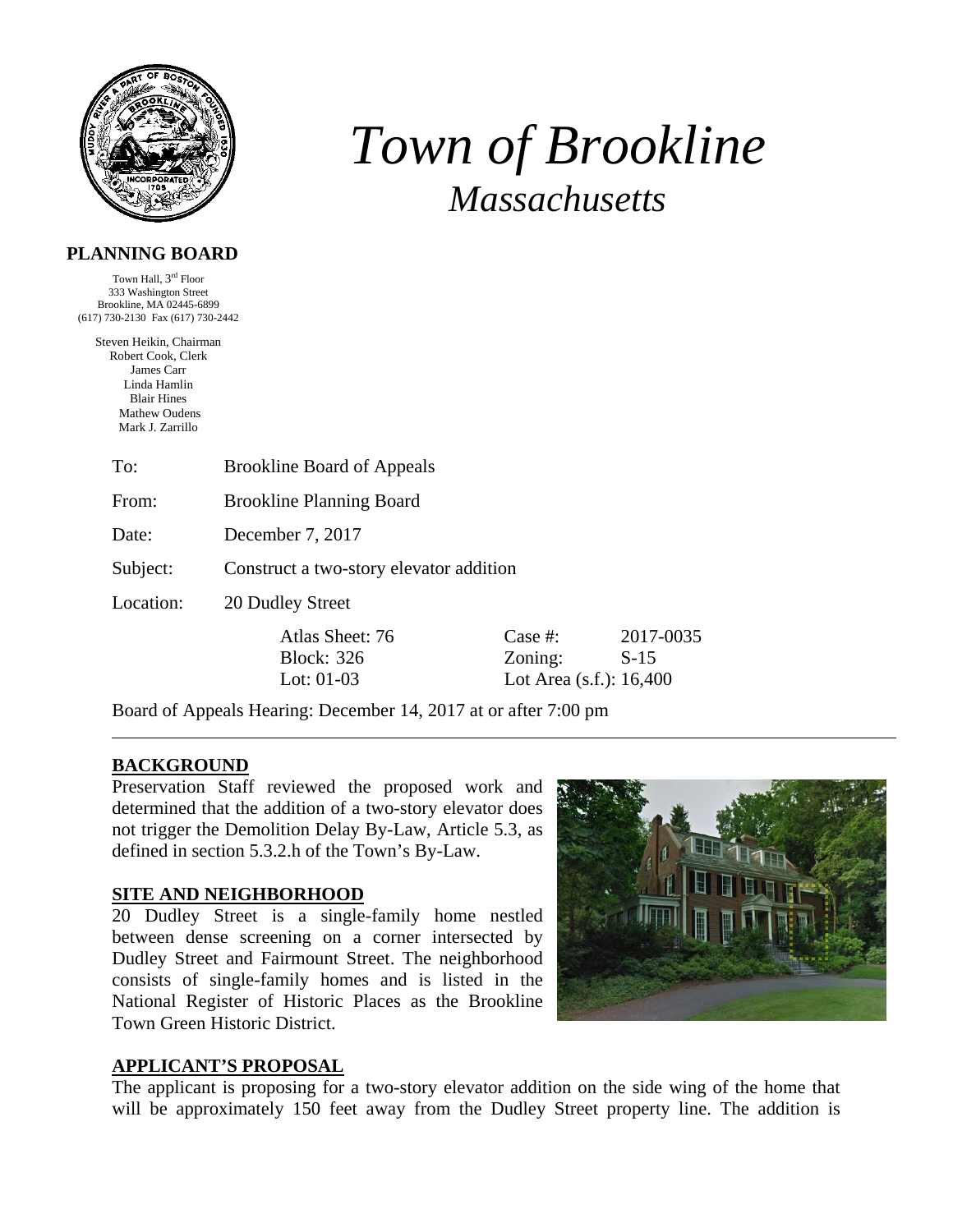# *Town of Brookline*
## *Massachusetts*

**PLANNING BOARD**

Town Hall, 3rd Floor
333 Washington Street
Brookline, MA 02445-6899
(617) 730-2130 Fax (617) 730-2442

Steven Heikin, Chairman
Robert Cook, Clerk
James Carr
Linda Hamlin
Blair Hines
Mathew Oudens
Mark J. Zarrillo

To: Brookline Board of Appeals

From: Brookline Planning Board

Date: December 7, 2017

Subject: Construct a two-story elevator addition

Location: 20 Dudley Street

| | |
|---|---|
| Atlas Sheet: 76 | Case #: 2017-0035 |
| Block: 326 | Zoning: S-15 |
| Lot: 01-03 | Lot Area (s.f.): 16,400 |

Board of Appeals Hearing: December 14, 2017 at or after 7:00 pm

---

## BACKGROUND

Preservation Staff reviewed the proposed work and determined that the addition of a two-story elevator does not trigger the Demolition Delay By-Law, Article 5.3, as defined in section 5.3.2.h of the Town's By-Law.

## SITE AND NEIGHBORHOOD

20 Dudley Street is a single-family home nestled between dense screening on a corner intersected by Dudley Street and Fairmount Street. The neighborhood consists of single-family homes and is listed in the National Register of Historic Places as the Brookline Town Green Historic District.

## APPLICANT'S PROPOSAL

The applicant is proposing for a two-story elevator addition on the side wing of the home that will be approximately 150 feet away from the Dudley Street property line. The addition is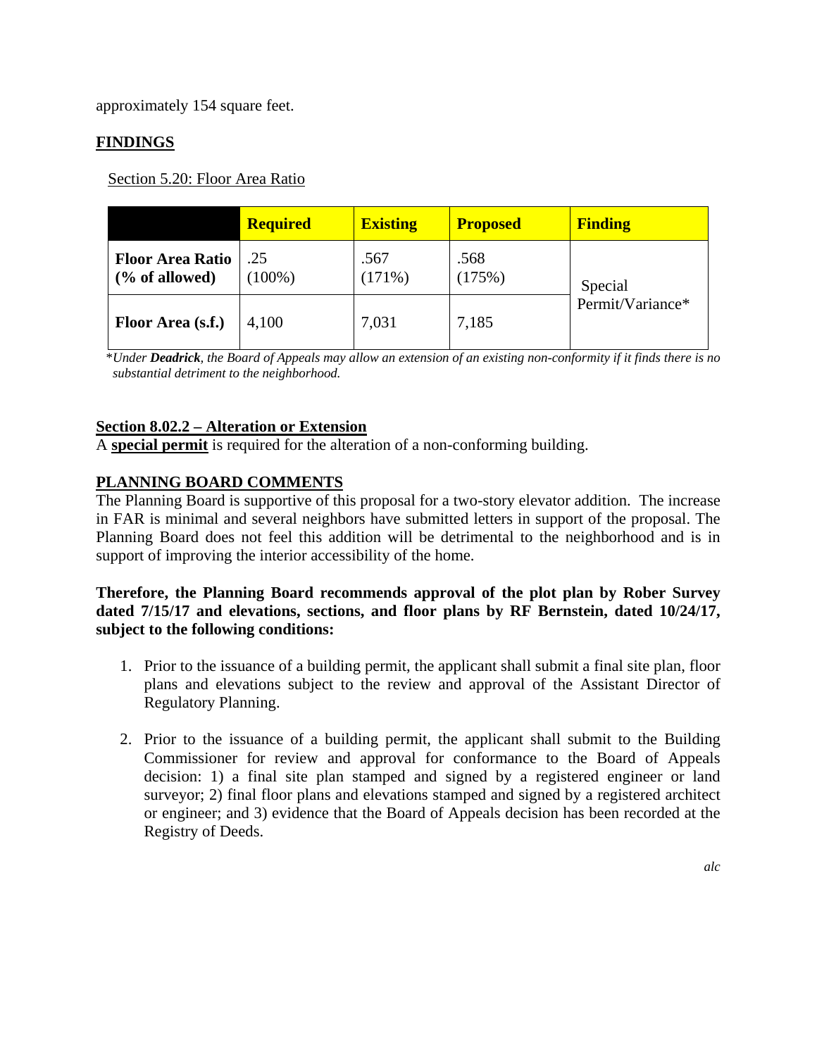approximately 154 square feet.

## FINDINGS

Section 5.20: Floor Area Ratio

| | Required | Existing | Proposed | Finding |
|---|---|---|---|---|
| Floor Area Ratio (% of allowed) | .25 (100%) | .567 (171%) | .568 (175%) | Special Permit/Variance* |
| Floor Area (s.f.) | 4,100 | 7,031 | 7,185 | |

**Under **Deadrick**, the Board of Appeals may allow an extension of an existing non-conformity if it finds there is no substantial detriment to the neighborhood.*

**Section 8.02.2 – Alteration or Extension**
A **special permit** is required for the alteration of a non-conforming building.

**PLANNING BOARD COMMENTS**
The Planning Board is supportive of this proposal for a two-story elevator addition. The increase in FAR is minimal and several neighbors have submitted letters in support of the proposal. The Planning Board does not feel this addition will be detrimental to the neighborhood and is in support of improving the interior accessibility of the home.

**Therefore, the Planning Board recommends approval of the plot plan by Rober Survey dated 7/15/17 and elevations, sections, and floor plans by RF Bernstein, dated 10/24/17, subject to the following conditions:**

1. Prior to the issuance of a building permit, the applicant shall submit a final site plan, floor plans and elevations subject to the review and approval of the Assistant Director of Regulatory Planning.

2. Prior to the issuance of a building permit, the applicant shall submit to the Building Commissioner for review and approval for conformance to the Board of Appeals decision: 1) a final site plan stamped and signed by a registered engineer or land surveyor; 2) final floor plans and elevations stamped and signed by a registered architect or engineer; and 3) evidence that the Board of Appeals decision has been recorded at the Registry of Deeds.

*alc*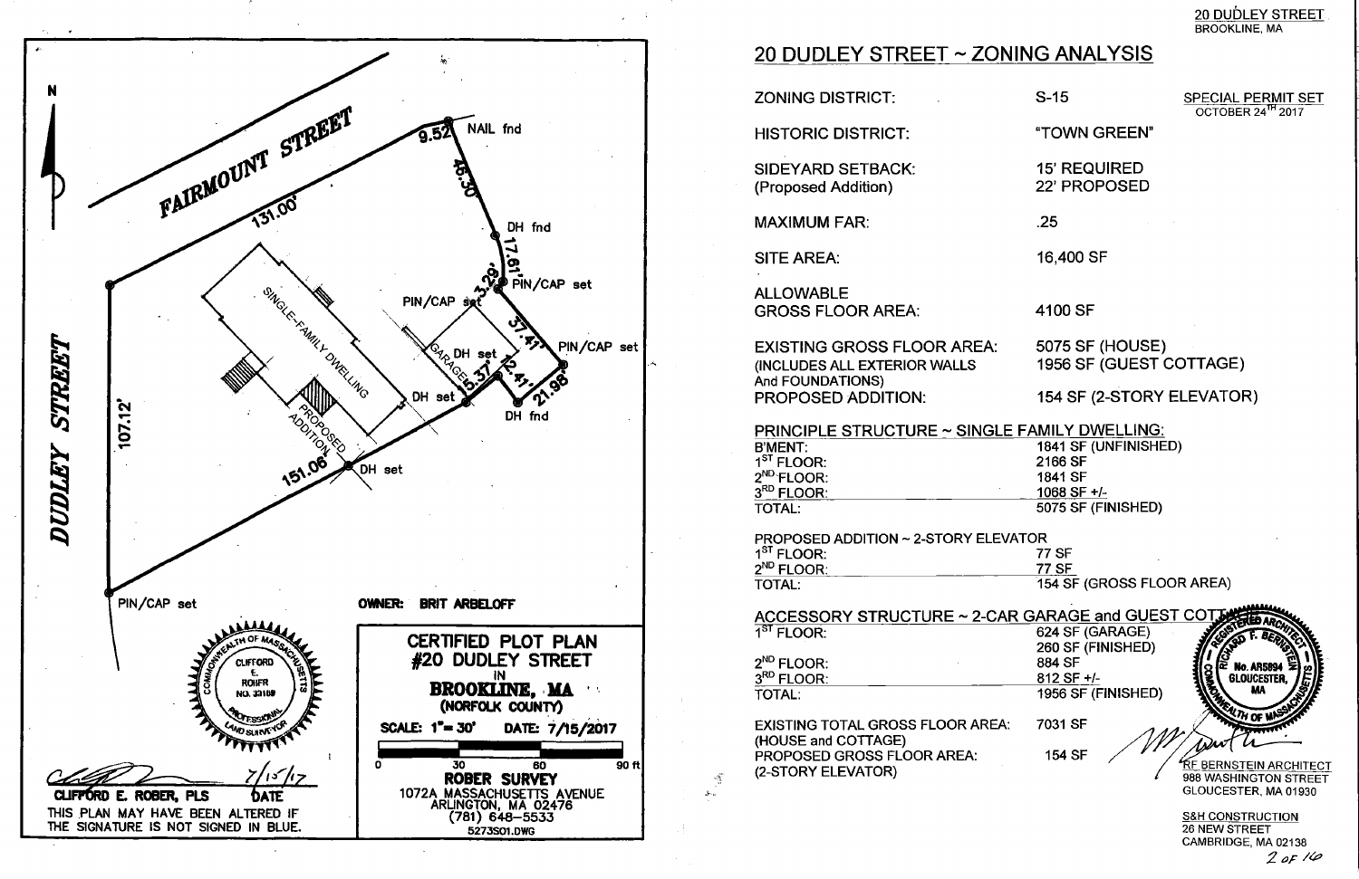20 DUDLEY STREET
BROOKLINE, MA

**CERTIFIED PLOT PLAN**
**#20 DUDLEY STREET**
IN
**BROOKLINE, MA**
**(NORFOLK COUNTY)**

SCALE: 1"= 30' DATE: 7/15/2017

0 30 60 90 ft

**ROBER SURVEY**
1072A MASSACHUSETTS AVENUE
ARLINGTON, MA 02476
(781) 648-5533
5273S01.DWG

**OWNER: BRIT ARBELOFF**

FAIRMOUNT STREET

DUDLEY STREET

131.00'

107.12'

151.06'

9.52 NAIL fnd

46.30

DH fnd

17.61'

3.29'

PIN/CAP set

PIN/CAP set

37.41'

PIN/CAP set

DH set

GARAGE

5.37'

12.41'

21.98'

DH set

DH fnd

DH set

PIN/CAP set

SINGLE-FAMILY DWELLING

PROPOSED ADDITION

N

COMMONWEALTH OF MASSACHUSETTS
CLIFFORD E. ROBER
NO. 33109
PROFESSIONAL LAND SURVEYOR

7/15/17

CLIFFORD E. ROBER, PLS DATE

THIS PLAN MAY HAVE BEEN ALTERED IF THE SIGNATURE IS NOT SIGNED IN BLUE.

# 20 DUDLEY STREET ~ ZONING ANALYSIS

SPECIAL PERMIT SET
OCTOBER 24[TH] 2017

| | |
|---|---|
| ZONING DISTRICT: | S-15 |
| HISTORIC DISTRICT: | "TOWN GREEN" |
| SIDEYARD SETBACK: (Proposed Addition) | 15' REQUIRED<br>22' PROPOSED |
| MAXIMUM FAR: | .25 |
| SITE AREA: | 16,400 SF |
| ALLOWABLE GROSS FLOOR AREA: | 4100 SF |
| EXISTING GROSS FLOOR AREA: (INCLUDES ALL EXTERIOR WALLS And FOUNDATIONS) | 5075 SF (HOUSE)<br>1956 SF (GUEST COTTAGE) |
| PROPOSED ADDITION: | 154 SF (2-STORY ELEVATOR) |

PRINCIPLE STRUCTURE ~ SINGLE FAMILY DWELLING:

| | |
|---|---|
| B'MENT: | 1841 SF (UNFINISHED) |
| 1[ST] FLOOR: | 2166 SF |
| 2[ND] FLOOR: | 1841 SF |
| 3[RD] FLOOR: | 1068 SF +/- |
| TOTAL: | 5075 SF (FINISHED) |

PROPOSED ADDITION ~ 2-STORY ELEVATOR

| | |
|---|---|
| 1[ST] FLOOR: | 77 SF |
| 2[ND] FLOOR: | 77 SF |
| TOTAL: | 154 SF (GROSS FLOOR AREA) |

ACCESSORY STRUCTURE ~ 2-CAR GARAGE and GUEST COTTAGE

| | |
|---|---|
| 1[ST] FLOOR: | 624 SF (GARAGE)<br>260 SF (FINISHED) |
| 2[ND] FLOOR: | 884 SF |
| 3[RD] FLOOR: | 812 SF +/- |
| TOTAL: | 1956 SF (FINISHED) |

| | |
|---|---|
| EXISTING TOTAL GROSS FLOOR AREA: (HOUSE and COTTAGE) | 7031 SF |
| PROPOSED GROSS FLOOR AREA: (2-STORY ELEVATOR) | 154 SF |

REGISTERED ARCHITECT
RICHARD F. BERNSTEIN
No. AR5894
GLOUCESTER, MA
COMMONWEALTH OF MASSACHUSETTS

RF BERNSTEIN ARCHITECT
988 WASHINGTON STREET
GLOUCESTER, MA 01930

S&H CONSTRUCTION
26 NEW STREET
CAMBRIDGE, MA 02138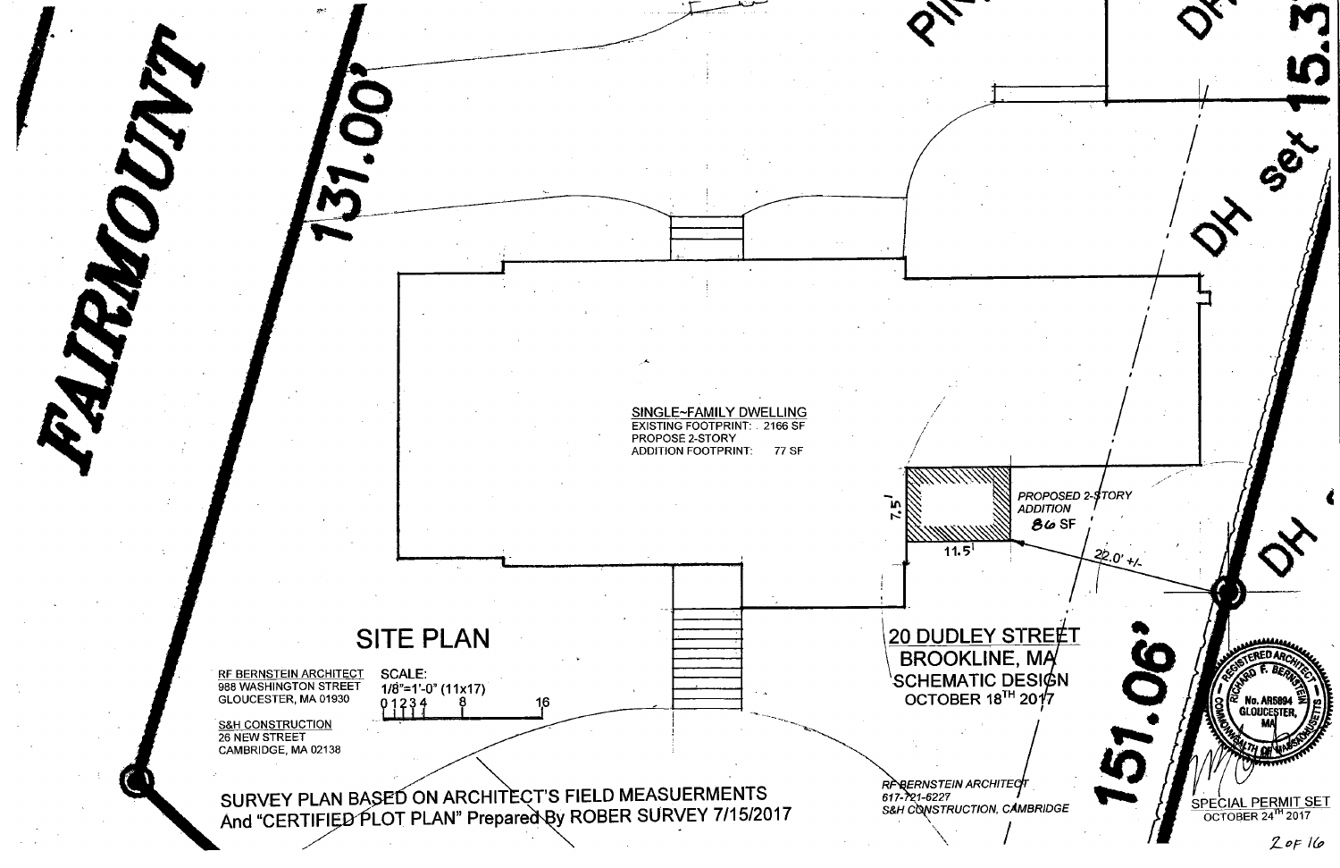FAIRMOUNT

131.00'

151.06'

PI...

DH set 15.3

DH

DH

SINGLE-FAMILY DWELLING
EXISTING FOOTPRINT: 2166 SF
PROPOSE 2-STORY
ADDITION FOOTPRINT: 77 SF

PROPOSED 2-STORY ADDITION
86 SF

7.5'

11.5'

22.0' +/-

## SITE PLAN

RF BERNSTEIN ARCHITECT
988 WASHINGTON STREET
GLOUCESTER, MA 01930

SCALE:
1/8"=1'-0" (11x17)
0 1 2 3 4 8 16

S&H CONSTRUCTION
26 NEW STREET
CAMBRIDGE, MA 02138

20 DUDLEY STREET
BROOKLINE, MA
SCHEMATIC DESIGN
OCTOBER 18TH 2017

SURVEY PLAN BASED ON ARCHITECT'S FIELD MEASUERMENTS
And "CERTIFIED PLOT PLAN" Prepared By ROBER SURVEY 7/15/2017

RF BERNSTEIN ARCHITECT
617-721-6227
S&H CONSTRUCTION, CAMBRIDGE

REGISTERED ARCHITECT
RICHARD F. BERNSTEIN
No. AR5694
GLOUCESTER, MA
COMMONWEALTH OF MASSACHUSETTS

SPECIAL PERMIT SET
OCTOBER 24TH 2017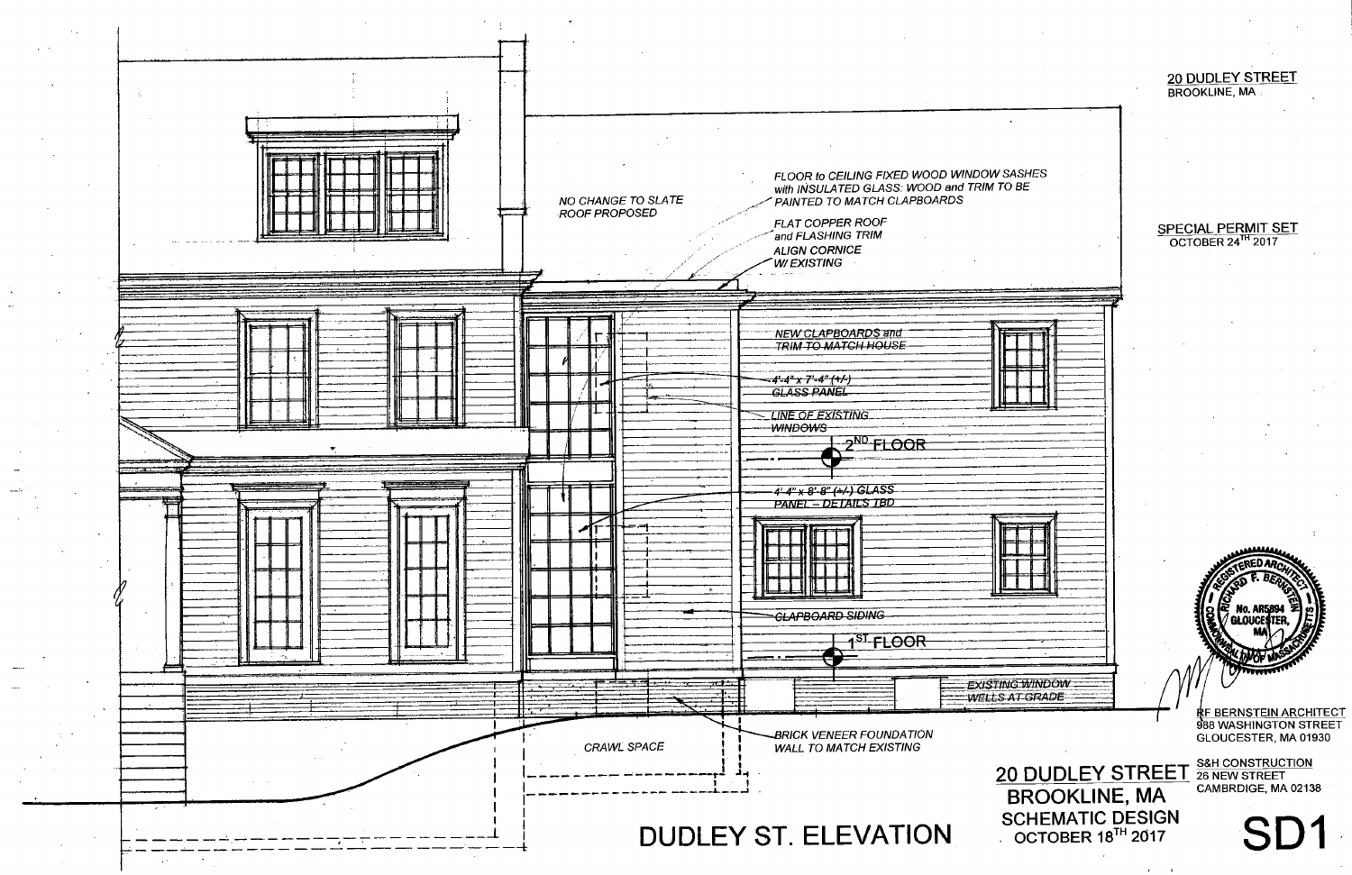20 DUDLEY STREET
BROOKLINE, MA

SPECIAL PERMIT SET
OCTOBER 24TH 2017

NO CHANGE TO SLATE ROOF PROPOSED

FLOOR to CEILING FIXED WOOD WINDOW SASHES with INSULATED GLASS; WOOD and TRIM TO BE PAINTED TO MATCH CLAPBOARDS

FLAT COPPER ROOF and FLASHING TRIM

ALIGN CORNICE W/ EXISTING

NEW CLAPBOARDS and TRIM TO MATCH HOUSE

4'-4" x 7'-4" (+/-) GLASS PANEL

LINE OF EXISTING WINDOWS

2ND FLOOR

4'-4" x 8'-8" (+/-) GLASS PANEL – DETAILS TBD

CLAPBOARD SIDING

1ST FLOOR

EXISTING WINDOW WELLS AT GRADE

CRAWL SPACE

BRICK VENEER FOUNDATION WALL TO MATCH EXISTING

REGISTERED ARCHITECT
RICHARD F. BERNSTEIN
No. AR5894
GLOUCESTER, MA
COMMONWEALTH OF MASSACHUSETTS

RF BERNSTEIN ARCHITECT
988 WASHINGTON STREET
GLOUCESTER, MA 01930

S&H CONSTRUCTION
26 NEW STREET
CAMBRDIGE, MA 02138

# DUDLEY ST. ELEVATION

20 DUDLEY STREET
BROOKLINE, MA
SCHEMATIC DESIGN
OCTOBER 18TH 2017

SD1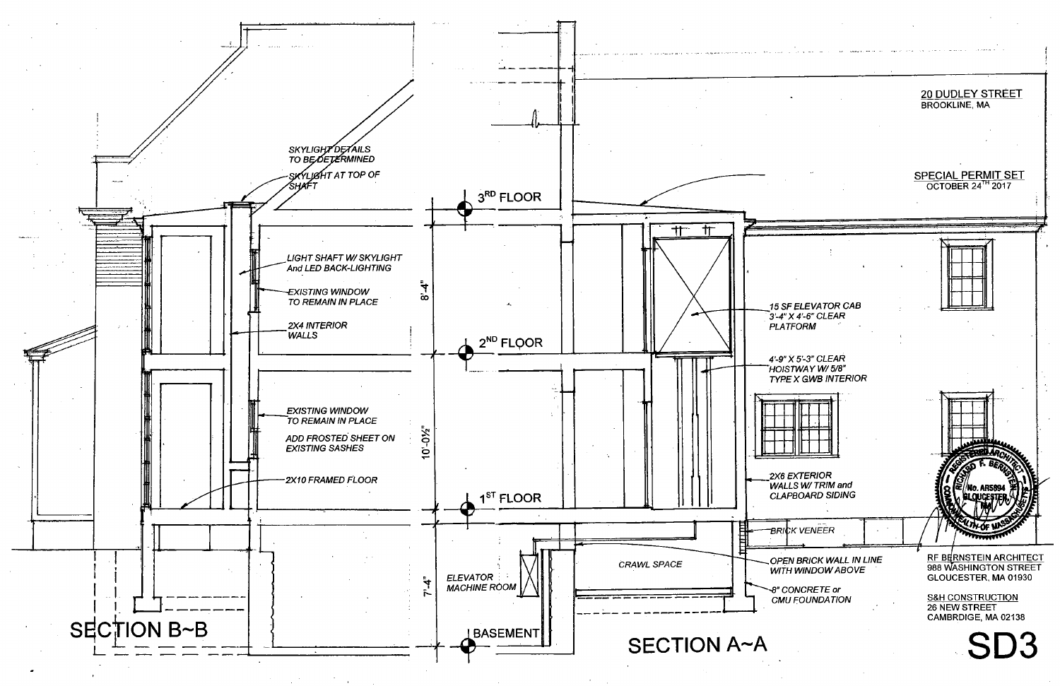20 DUDLEY STREET
BROOKLINE, MA

SPECIAL PERMIT SET
OCTOBER 24TH 2017

SKYLIGHT DETAILS TO BE DETERMINED

SKYLIGHT AT TOP OF SHAFT

LIGHT SHAFT W/ SKYLIGHT And LED BACK-LIGHTING

EXISTING WINDOW TO REMAIN IN PLACE

2X4 INTERIOR WALLS

EXISTING WINDOW TO REMAIN IN PLACE

ADD FROSTED SHEET ON EXISTING SASHES

2X10 FRAMED FLOOR

3RD FLOOR

8'-4"

2ND FLOOR

10'-0½"

1ST FLOOR

7'-4"

BASEMENT

ELEVATOR MACHINE ROOM

CRAWL SPACE

15 SF ELEVATOR CAB 3'-4" X 4'-6" CLEAR PLATFORM

4'-9" X 5'-3" CLEAR HOISTWAY W/ 5/8" TYPE X GWB INTERIOR

2X6 EXTERIOR WALLS W/ TRIM and CLAPBOARD SIDING

BRICK VENEER

OPEN BRICK WALL IN LINE WITH WINDOW ABOVE

8" CONCRETE or CMU FOUNDATION

SECTION B~B

SECTION A~A

REGISTERED ARCHITECT
RICHARD F. BERNSTEIN
No. AR5894
GLOUCESTER, MA
COMMONWEALTH OF MASSACHUSETTS

RF BERNSTEIN ARCHITECT
988 WASHINGTON STREET
GLOUCESTER, MA 01930

S&H CONSTRUCTION
26 NEW STREET
CAMBRDIGE, MA 02138

SD3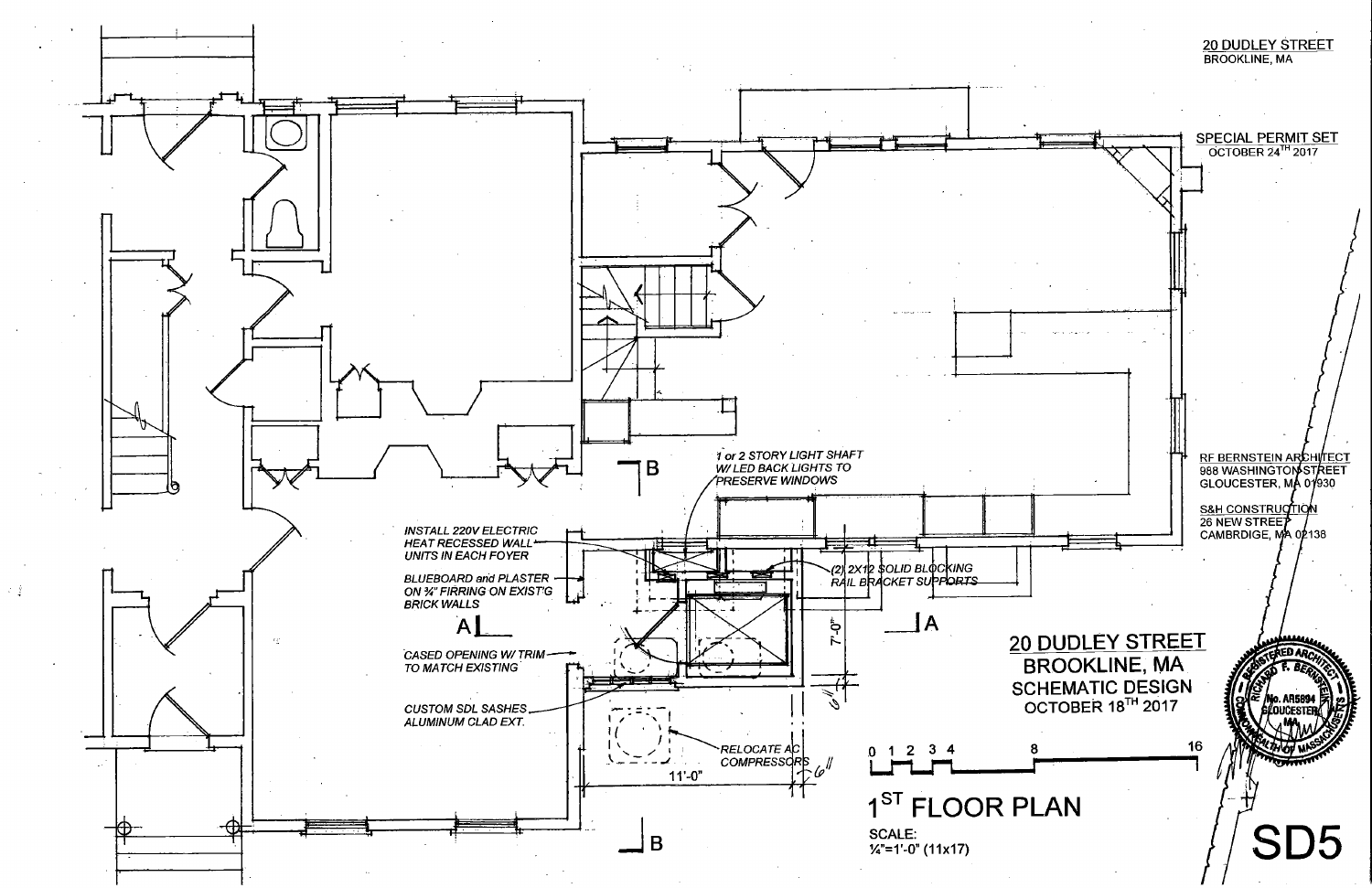20 DUDLEY STREET
BROOKLINE, MA

SPECIAL PERMIT SET
OCTOBER 24TH 2017

RF BERNSTEIN ARCHITECT
988 WASHINGTON STREET
GLOUCESTER, MA 01930

S&H CONSTRUCTION
26 NEW STREET
CAMBRDGE, MA 02138

*1 or 2 STORY LIGHT SHAFT W/ LED BACK LIGHTS TO PRESERVE WINDOWS*

*INSTALL 220V ELECTRIC HEAT RECESSED WALL UNITS IN EACH FOYER*

*BLUEBOARD and PLASTER ON ¾" FIRRING ON EXIST'G BRICK WALLS*

*(2) 2X12 SOLID BLOCKING RAIL BRACKET SUPPORTS*

*CASED OPENING W/ TRIM TO MATCH EXISTING*

*CUSTOM SDL SASHES ALUMINUM CLAD EXT.*

*RELOCATE AC COMPRESSORS*

A | A | B | B

7'-0" | 6" | 6" | 11'-0"

## 20 DUDLEY STREET
## BROOKLINE, MA
## SCHEMATIC DESIGN
OCTOBER 18TH 2017

0 1 2 3 4 8 16

# 1ST FLOOR PLAN

SCALE:
¼"=1'-0" (11x17)

REGISTERED ARCHITECT
RICHARD F. BERNSTEIN
No. AR5894
GLOUCESTER, MA
COMMONWEALTH OF MASSACHUSETTS

SD5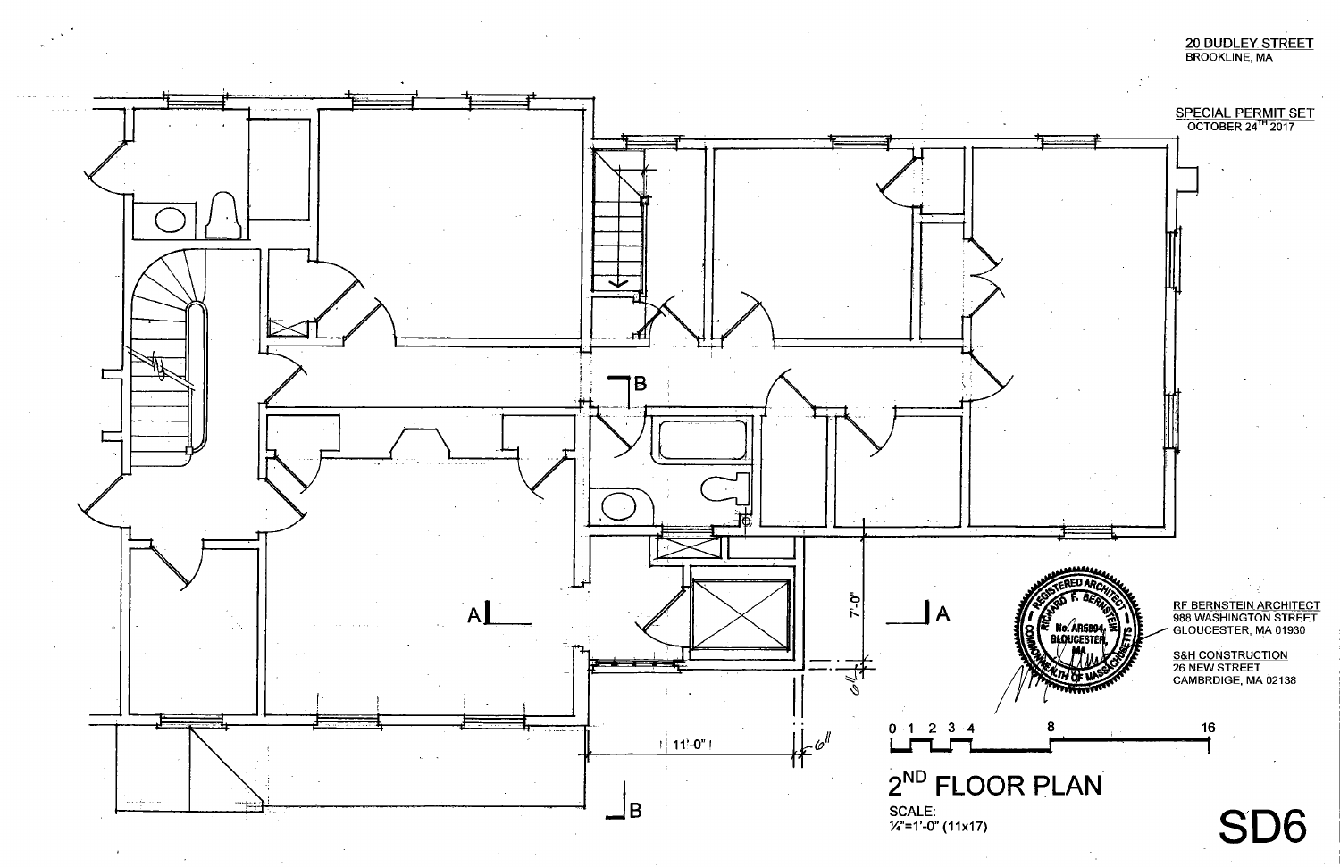20 DUDLEY STREET
BROOKLINE, MA

SPECIAL PERMIT SET
OCTOBER 24TH 2017

B

A

A

7'-0"

6"

11'-0"

6"

B

RF BERNSTEIN ARCHITECT
988 WASHINGTON STREET
GLOUCESTER, MA 01930

S&H CONSTRUCTION
26 NEW STREET
CAMBRDIGE, MA 02138

0 1 2 3 4 8 16

# 2ND FLOOR PLAN

SCALE:
¼"=1'-0" (11x17)

SD6